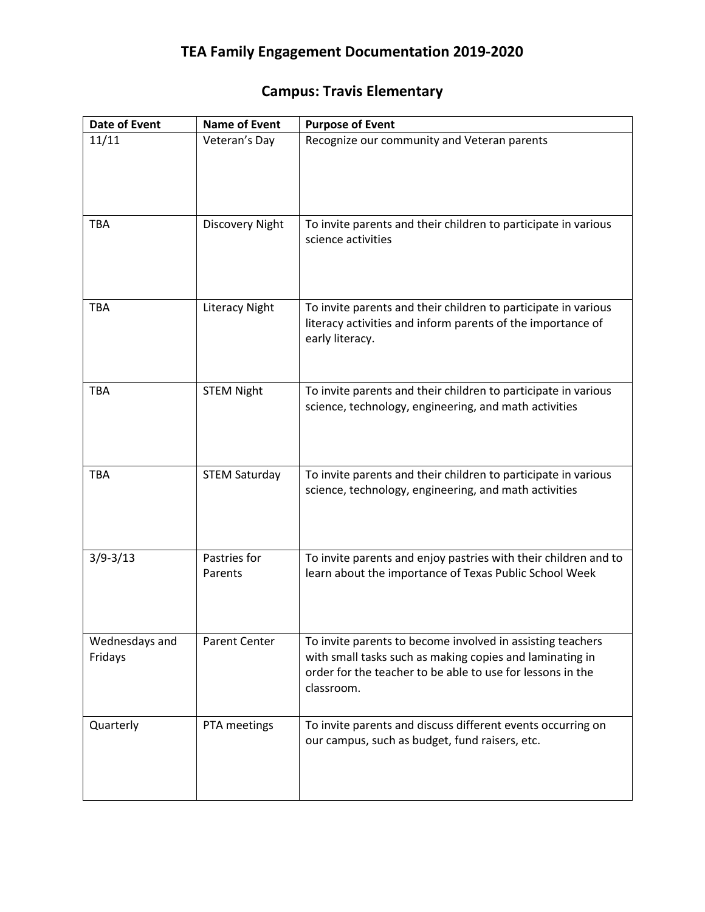# TEA Family Engagement Documentation 2019-2020

## Campus: Travis Elementary

| Date of Event | Name of Event | Purpose of Event |
|---|---|---|
| 11/11 | Veteran's Day | Recognize our community and Veteran parents |
| TBA | Discovery Night | To invite parents and their children to participate in various science activities |
| TBA | Literacy Night | To invite parents and their children to participate in various literacy activities and inform parents of the importance of early literacy. |
| TBA | STEM Night | To invite parents and their children to participate in various science, technology, engineering, and math activities |
| TBA | STEM Saturday | To invite parents and their children to participate in various science, technology, engineering, and math activities |
| 3/9-3/13 | Pastries for Parents | To invite parents and enjoy pastries with their children and to learn about the importance of Texas Public School Week |
| Wednesdays and Fridays | Parent Center | To invite parents to become involved in assisting teachers with small tasks such as making copies and laminating in order for the teacher to be able to use for lessons in the classroom. |
| Quarterly | PTA meetings | To invite parents and discuss different events occurring on our campus, such as budget, fund raisers, etc. |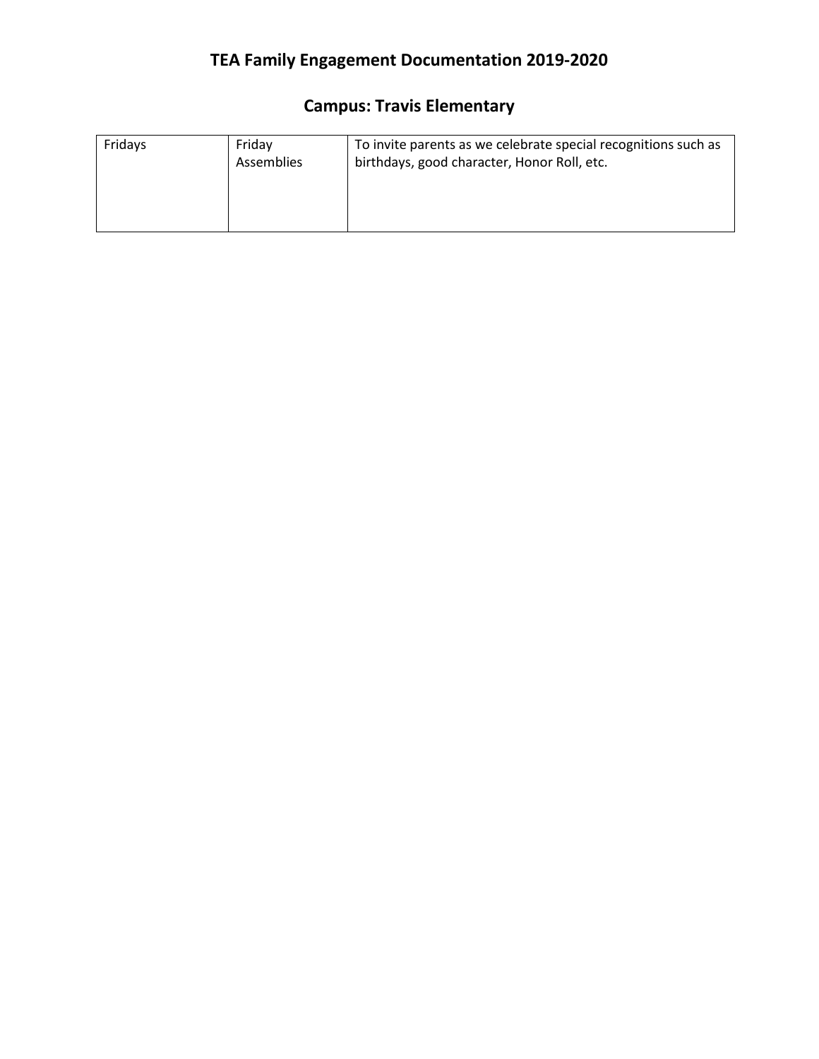# TEA Family Engagement Documentation 2019-2020

## Campus: Travis Elementary

| | | |
|---|---|---|
| Fridays | Friday Assemblies | To invite parents as we celebrate special recognitions such as birthdays, good character, Honor Roll, etc. |